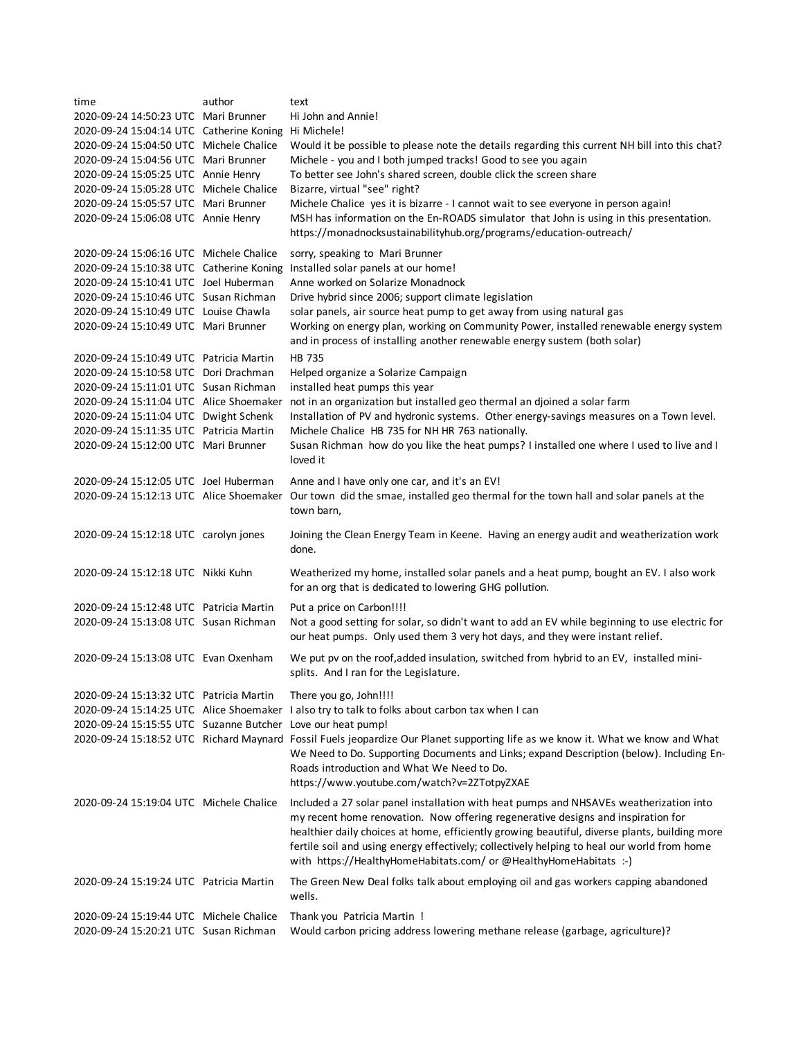| time | author | text |
| --- | --- | --- |
| 2020-09-24 14:50:23 UTC | Mari Brunner | Hi John and Annie! |
| 2020-09-24 15:04:14 UTC | Catherine Koning | Hi Michele! |
| 2020-09-24 15:04:50 UTC | Michele Chalice | Would it be possible to please note the details regarding this current NH bill into this chat? |
| 2020-09-24 15:04:56 UTC | Mari Brunner | Michele - you and I both jumped tracks! Good to see you again |
| 2020-09-24 15:05:25 UTC | Annie Henry | To better see John's shared screen, double click the screen share |
| 2020-09-24 15:05:28 UTC | Michele Chalice | Bizarre, virtual "see" right? |
| 2020-09-24 15:05:57 UTC | Mari Brunner | Michele Chalice yes it is bizarre - I cannot wait to see everyone in person again! |
| 2020-09-24 15:06:08 UTC | Annie Henry | MSH has information on the En-ROADS simulator that John is using in this presentation. https://monadnocksustainabilityhub.org/programs/education-outreach/ |
| 2020-09-24 15:06:16 UTC | Michele Chalice | sorry, speaking to Mari Brunner |
| 2020-09-24 15:10:38 UTC | Catherine Koning | Installed solar panels at our home! |
| 2020-09-24 15:10:41 UTC | Joel Huberman | Anne worked on Solarize Monadnock |
| 2020-09-24 15:10:46 UTC | Susan Richman | Drive hybrid since 2006; support climate legislation |
| 2020-09-24 15:10:49 UTC | Louise Chawla | solar panels, air source heat pump to get away from using natural gas |
| 2020-09-24 15:10:49 UTC | Mari Brunner | Working on energy plan, working on Community Power, installed renewable energy system and in process of installing another renewable energy sustem (both solar) |
| 2020-09-24 15:10:49 UTC | Patricia Martin | HB 735 |
| 2020-09-24 15:10:58 UTC | Dori Drachman | Helped organize a Solarize Campaign |
| 2020-09-24 15:11:01 UTC | Susan Richman | installed heat pumps this year |
| 2020-09-24 15:11:04 UTC | Alice Shoemaker | not in an organization but installed geo thermal an djoined a solar farm |
| 2020-09-24 15:11:04 UTC | Dwight Schenk | Installation of PV and hydronic systems. Other energy-savings measures on a Town level. |
| 2020-09-24 15:11:35 UTC | Patricia Martin | Michele Chalice HB 735 for NH HR 763 nationally. |
| 2020-09-24 15:12:00 UTC | Mari Brunner | Susan Richman how do you like the heat pumps? I installed one where I used to live and I loved it |
| 2020-09-24 15:12:05 UTC | Joel Huberman | Anne and I have only one car, and it's an EV! |
| 2020-09-24 15:12:13 UTC | Alice Shoemaker | Our town did the smae, installed geo thermal for the town hall and solar panels at the town barn, |
| 2020-09-24 15:12:18 UTC | carolyn jones | Joining the Clean Energy Team in Keene. Having an energy audit and weatherization work done. |
| 2020-09-24 15:12:18 UTC | Nikki Kuhn | Weatherized my home, installed solar panels and a heat pump, bought an EV. I also work for an org that is dedicated to lowering GHG pollution. |
| 2020-09-24 15:12:48 UTC | Patricia Martin | Put a price on Carbon!!!! |
| 2020-09-24 15:13:08 UTC | Susan Richman | Not a good setting for solar, so didn't want to add an EV while beginning to use electric for our heat pumps. Only used them 3 very hot days, and they were instant relief. |
| 2020-09-24 15:13:08 UTC | Evan Oxenham | We put pv on the roof,added insulation, switched from hybrid to an EV, installed mini-splits. And I ran for the Legislature. |
| 2020-09-24 15:13:32 UTC | Patricia Martin | There you go, John!!!! |
| 2020-09-24 15:14:25 UTC | Alice Shoemaker | I also try to talk to folks about carbon tax when I can |
| 2020-09-24 15:15:55 UTC | Suzanne Butcher | Love our heat pump! |
| 2020-09-24 15:18:52 UTC | Richard Maynard | Fossil Fuels jeopardize Our Planet supporting life as we know it. What we know and What We Need to Do. Supporting Documents and Links; expand Description (below). Including En-Roads introduction and What We Need to Do. https://www.youtube.com/watch?v=2ZTotpyZXAE |
| 2020-09-24 15:19:04 UTC | Michele Chalice | Included a 27 solar panel installation with heat pumps and NHSAVEs weatherization into my recent home renovation. Now offering regenerative designs and inspiration for healthier daily choices at home, efficiently growing beautiful, diverse plants, building more fertile soil and using energy effectively; collectively helping to heal our world from home with https://HealthyHomeHabitats.com/ or @HealthyHomeHabitats :-) |
| 2020-09-24 15:19:24 UTC | Patricia Martin | The Green New Deal folks talk about employing oil and gas workers capping abandoned wells. |
| 2020-09-24 15:19:44 UTC | Michele Chalice | Thank you Patricia Martin ! |
| 2020-09-24 15:20:21 UTC | Susan Richman | Would carbon pricing address lowering methane release (garbage, agriculture)? |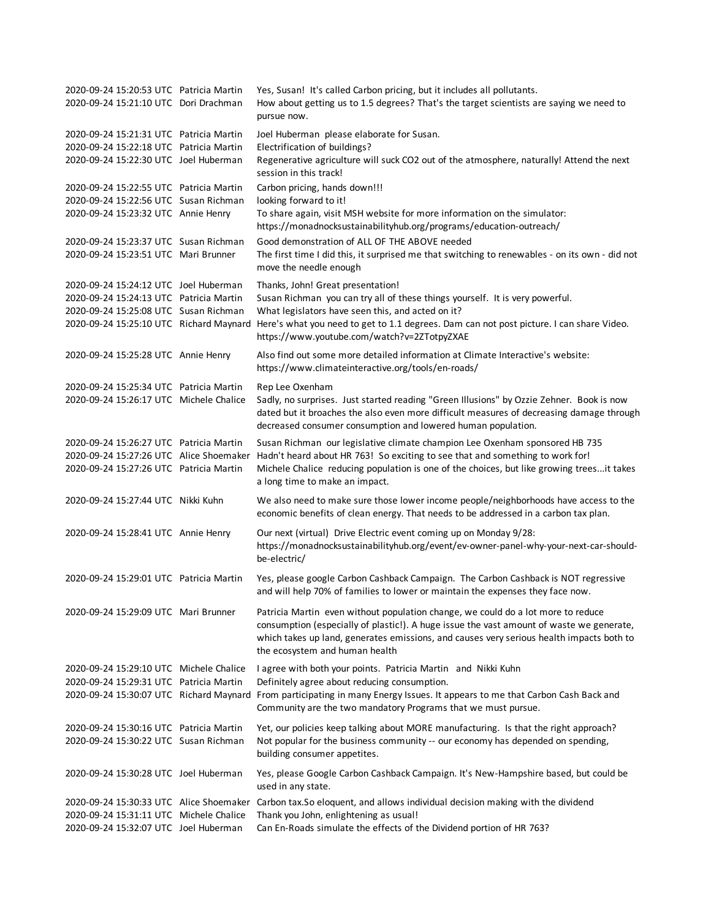| | | |
|---|---|---|
| 2020-09-24 15:20:53 UTC | Patricia Martin | Yes, Susan! It's called Carbon pricing, but it includes all pollutants. |
| 2020-09-24 15:21:10 UTC | Dori Drachman | How about getting us to 1.5 degrees? That's the target scientists are saying we need to pursue now. |
| 2020-09-24 15:21:31 UTC | Patricia Martin | Joel Huberman please elaborate for Susan. |
| 2020-09-24 15:22:18 UTC | Patricia Martin | Electrification of buildings? |
| 2020-09-24 15:22:30 UTC | Joel Huberman | Regenerative agriculture will suck CO2 out of the atmosphere, naturally! Attend the next session in this track! |
| 2020-09-24 15:22:55 UTC | Patricia Martin | Carbon pricing, hands down!!! |
| 2020-09-24 15:22:56 UTC | Susan Richman | looking forward to it! |
| 2020-09-24 15:23:32 UTC | Annie Henry | To share again, visit MSH website for more information on the simulator: https://monadnocksustainabilityhub.org/programs/education-outreach/ |
| 2020-09-24 15:23:37 UTC | Susan Richman | Good demonstration of ALL OF THE ABOVE needed |
| 2020-09-24 15:23:51 UTC | Mari Brunner | The first time I did this, it surprised me that switching to renewables - on its own - did not move the needle enough |
| 2020-09-24 15:24:12 UTC | Joel Huberman | Thanks, John! Great presentation! |
| 2020-09-24 15:24:13 UTC | Patricia Martin | Susan Richman you can try all of these things yourself. It is very powerful. |
| 2020-09-24 15:25:08 UTC | Susan Richman | What legislators have seen this, and acted on it? |
| 2020-09-24 15:25:10 UTC | Richard Maynard | Here's what you need to get to 1.1 degrees. Dam can not post picture. I can share Video. https://www.youtube.com/watch?v=2ZTotpyZXAE |
| 2020-09-24 15:25:28 UTC | Annie Henry | Also find out some more detailed information at Climate Interactive's website: https://www.climateinteractive.org/tools/en-roads/ |
| 2020-09-24 15:25:34 UTC | Patricia Martin | Rep Lee Oxenham |
| 2020-09-24 15:26:17 UTC | Michele Chalice | Sadly, no surprises. Just started reading "Green Illusions" by Ozzie Zehner. Book is now dated but it broaches the also even more difficult measures of decreasing damage through decreased consumer consumption and lowered human population. |
| 2020-09-24 15:26:27 UTC | Patricia Martin | Susan Richman our legislative climate champion Lee Oxenham sponsored HB 735 |
| 2020-09-24 15:27:26 UTC | Alice Shoemaker | Hadn't heard about HR 763! So exciting to see that and something to work for! |
| 2020-09-24 15:27:26 UTC | Patricia Martin | Michele Chalice reducing population is one of the choices, but like growing trees...it takes a long time to make an impact. |
| 2020-09-24 15:27:44 UTC | Nikki Kuhn | We also need to make sure those lower income people/neighborhoods have access to the economic benefits of clean energy. That needs to be addressed in a carbon tax plan. |
| 2020-09-24 15:28:41 UTC | Annie Henry | Our next (virtual) Drive Electric event coming up on Monday 9/28: https://monadnocksustainabilityhub.org/event/ev-owner-panel-why-your-next-car-should-be-electric/ |
| 2020-09-24 15:29:01 UTC | Patricia Martin | Yes, please google Carbon Cashback Campaign. The Carbon Cashback is NOT regressive and will help 70% of families to lower or maintain the expenses they face now. |
| 2020-09-24 15:29:09 UTC | Mari Brunner | Patricia Martin even without population change, we could do a lot more to reduce consumption (especially of plastic!). A huge issue the vast amount of waste we generate, which takes up land, generates emissions, and causes very serious health impacts both to the ecosystem and human health |
| 2020-09-24 15:29:10 UTC | Michele Chalice | I agree with both your points. Patricia Martin and Nikki Kuhn |
| 2020-09-24 15:29:31 UTC | Patricia Martin | Definitely agree about reducing consumption. |
| 2020-09-24 15:30:07 UTC | Richard Maynard | From participating in many Energy Issues. It appears to me that Carbon Cash Back and Community are the two mandatory Programs that we must pursue. |
| 2020-09-24 15:30:16 UTC | Patricia Martin | Yet, our policies keep talking about MORE manufacturing. Is that the right approach? |
| 2020-09-24 15:30:22 UTC | Susan Richman | Not popular for the business community -- our economy has depended on spending, building consumer appetites. |
| 2020-09-24 15:30:28 UTC | Joel Huberman | Yes, please Google Carbon Cashback Campaign. It's New-Hampshire based, but could be used in any state. |
| 2020-09-24 15:30:33 UTC | Alice Shoemaker | Carbon tax.So eloquent, and allows individual decision making with the dividend |
| 2020-09-24 15:31:11 UTC | Michele Chalice | Thank you John, enlightening as usual! |
| 2020-09-24 15:32:07 UTC | Joel Huberman | Can En-Roads simulate the effects of the Dividend portion of HR 763? |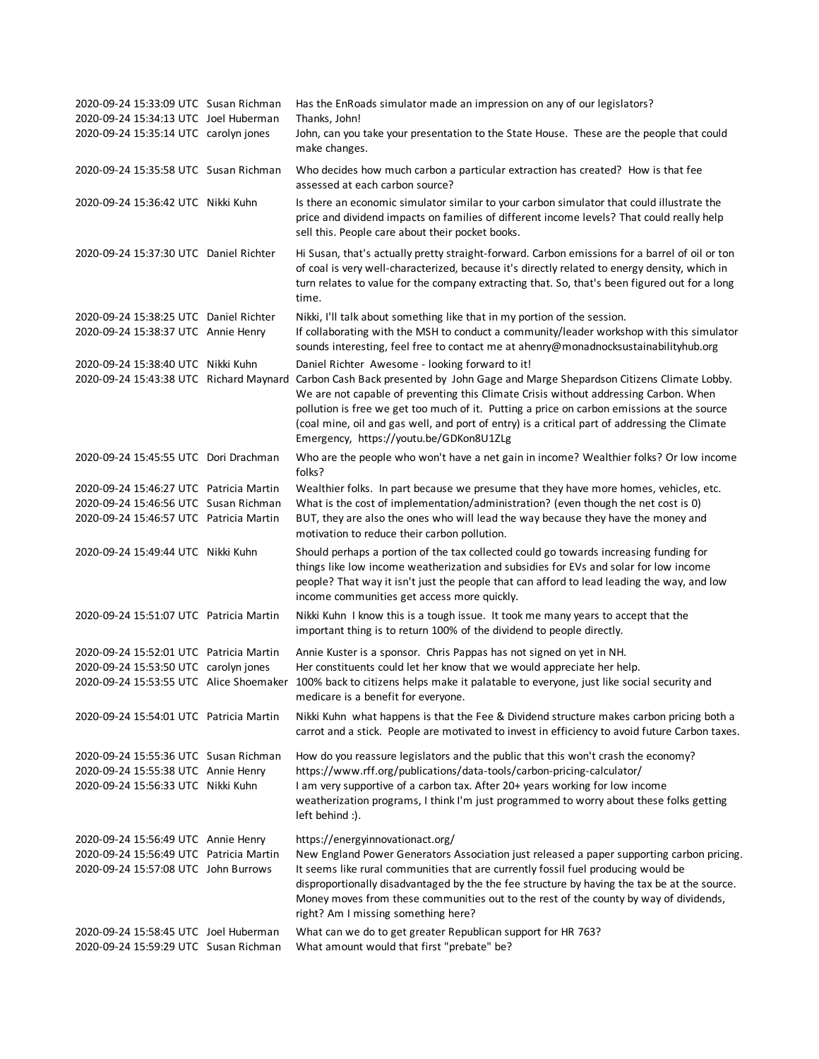| | | |
|---|---|---|
| 2020-09-24 15:33:09 UTC | Susan Richman | Has the EnRoads simulator made an impression on any of our legislators? |
| 2020-09-24 15:34:13 UTC | Joel Huberman | Thanks, John! |
| 2020-09-24 15:35:14 UTC | carolyn jones | John, can you take your presentation to the State House. These are the people that could make changes. |
| 2020-09-24 15:35:58 UTC | Susan Richman | Who decides how much carbon a particular extraction has created? How is that fee assessed at each carbon source? |
| 2020-09-24 15:36:42 UTC | Nikki Kuhn | Is there an economic simulator similar to your carbon simulator that could illustrate the price and dividend impacts on families of different income levels? That could really help sell this. People care about their pocket books. |
| 2020-09-24 15:37:30 UTC | Daniel Richter | Hi Susan, that's actually pretty straight-forward. Carbon emissions for a barrel of oil or ton of coal is very well-characterized, because it's directly related to energy density, which in turn relates to value for the company extracting that. So, that's been figured out for a long time. |
| 2020-09-24 15:38:25 UTC | Daniel Richter | Nikki, I'll talk about something like that in my portion of the session. |
| 2020-09-24 15:38:37 UTC | Annie Henry | If collaborating with the MSH to conduct a community/leader workshop with this simulator sounds interesting, feel free to contact me at ahenry@monadnocksustainabilityhub.org |
| 2020-09-24 15:38:40 UTC | Nikki Kuhn | Daniel Richter Awesome - looking forward to it! |
| 2020-09-24 15:43:38 UTC | Richard Maynard | Carbon Cash Back presented by John Gage and Marge Shepardson Citizens Climate Lobby. We are not capable of preventing this Climate Crisis without addressing Carbon. When pollution is free we get too much of it. Putting a price on carbon emissions at the source (coal mine, oil and gas well, and port of entry) is a critical part of addressing the Climate Emergency, https://youtu.be/GDKon8U1ZLg |
| 2020-09-24 15:45:55 UTC | Dori Drachman | Who are the people who won't have a net gain in income? Wealthier folks? Or low income folks? |
| 2020-09-24 15:46:27 UTC | Patricia Martin | Wealthier folks. In part because we presume that they have more homes, vehicles, etc. |
| 2020-09-24 15:46:56 UTC | Susan Richman | What is the cost of implementation/administration? (even though the net cost is 0) |
| 2020-09-24 15:46:57 UTC | Patricia Martin | BUT, they are also the ones who will lead the way because they have the money and motivation to reduce their carbon pollution. |
| 2020-09-24 15:49:44 UTC | Nikki Kuhn | Should perhaps a portion of the tax collected could go towards increasing funding for things like low income weatherization and subsidies for EVs and solar for low income people? That way it isn't just the people that can afford to lead leading the way, and low income communities get access more quickly. |
| 2020-09-24 15:51:07 UTC | Patricia Martin | Nikki Kuhn I know this is a tough issue. It took me many years to accept that the important thing is to return 100% of the dividend to people directly. |
| 2020-09-24 15:52:01 UTC | Patricia Martin | Annie Kuster is a sponsor. Chris Pappas has not signed on yet in NH. |
| 2020-09-24 15:53:50 UTC | carolyn jones | Her constituents could let her know that we would appreciate her help. |
| 2020-09-24 15:53:55 UTC | Alice Shoemaker | 100% back to citizens helps make it palatable to everyone, just like social security and medicare is a benefit for everyone. |
| 2020-09-24 15:54:01 UTC | Patricia Martin | Nikki Kuhn what happens is that the Fee & Dividend structure makes carbon pricing both a carrot and a stick. People are motivated to invest in efficiency to avoid future Carbon taxes. |
| 2020-09-24 15:55:36 UTC | Susan Richman | How do you reassure legislators and the public that this won't crash the economy? |
| 2020-09-24 15:55:38 UTC | Annie Henry | https://www.rff.org/publications/data-tools/carbon-pricing-calculator/ |
| 2020-09-24 15:56:33 UTC | Nikki Kuhn | I am very supportive of a carbon tax. After 20+ years working for low income weatherization programs, I think I'm just programmed to worry about these folks getting left behind :). |
| 2020-09-24 15:56:49 UTC | Annie Henry | https://energyinnovationact.org/ |
| 2020-09-24 15:56:49 UTC | Patricia Martin | New England Power Generators Association just released a paper supporting carbon pricing. |
| 2020-09-24 15:57:08 UTC | John Burrows | It seems like rural communities that are currently fossil fuel producing would be disproportionally disadvantaged by the the fee structure by having the tax be at the source. Money moves from these communities out to the rest of the county by way of dividends, right? Am I missing something here? |
| 2020-09-24 15:58:45 UTC | Joel Huberman | What can we do to get greater Republican support for HR 763? |
| 2020-09-24 15:59:29 UTC | Susan Richman | What amount would that first "prebate" be? |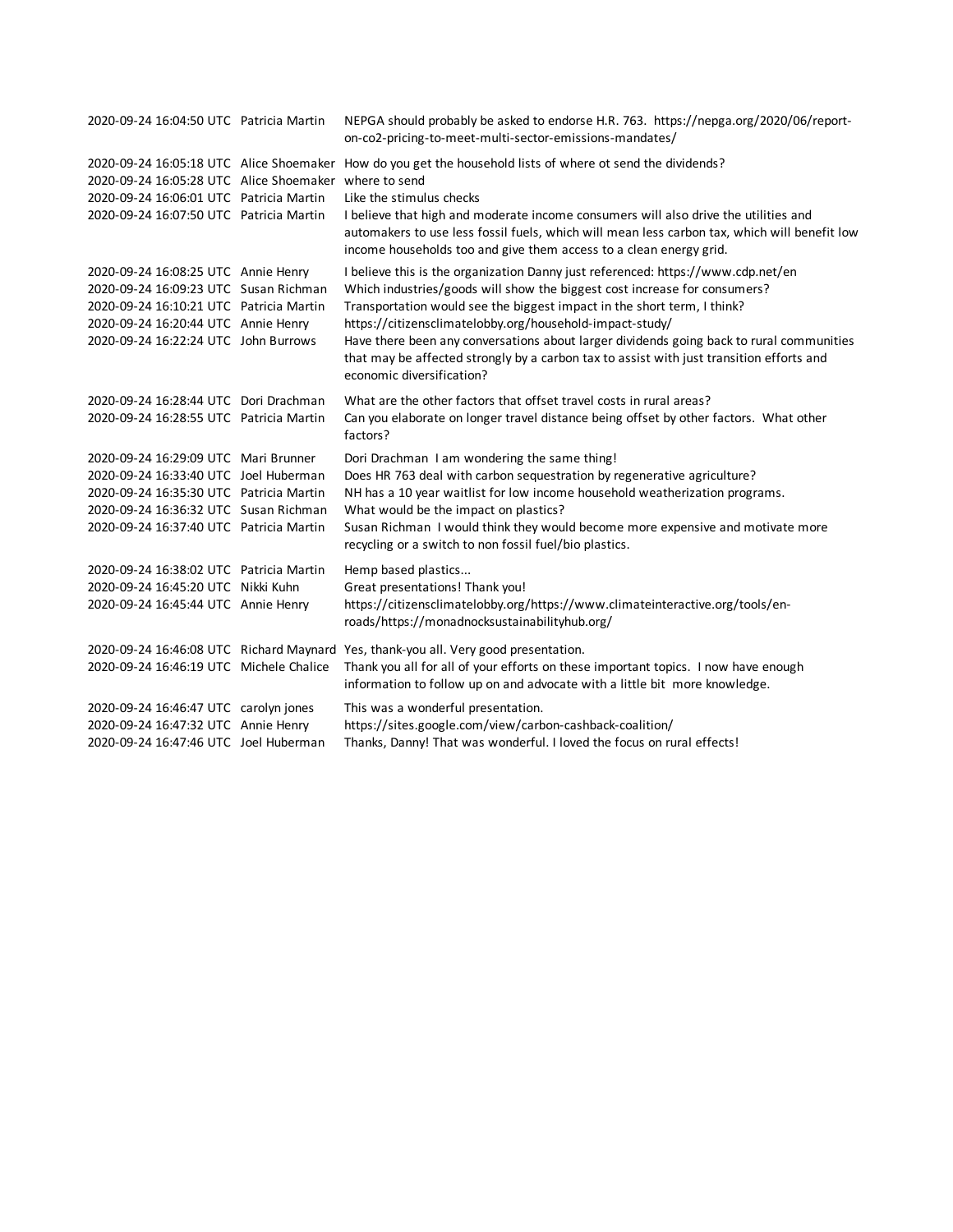| | | |
|---|---|---|
| 2020-09-24 16:04:50 UTC | Patricia Martin | NEPGA should probably be asked to endorse H.R. 763. https://nepga.org/2020/06/report-on-co2-pricing-to-meet-multi-sector-emissions-mandates/ |
| 2020-09-24 16:05:18 UTC | Alice Shoemaker | How do you get the household lists of where ot send the dividends? |
| 2020-09-24 16:05:28 UTC | Alice Shoemaker | where to send |
| 2020-09-24 16:06:01 UTC | Patricia Martin | Like the stimulus checks |
| 2020-09-24 16:07:50 UTC | Patricia Martin | I believe that high and moderate income consumers will also drive the utilities and automakers to use less fossil fuels, which will mean less carbon tax, which will benefit low income households too and give them access to a clean energy grid. |
| 2020-09-24 16:08:25 UTC | Annie Henry | I believe this is the organization Danny just referenced: https://www.cdp.net/en |
| 2020-09-24 16:09:23 UTC | Susan Richman | Which industries/goods will show the biggest cost increase for consumers? |
| 2020-09-24 16:10:21 UTC | Patricia Martin | Transportation would see the biggest impact in the short term, I think? |
| 2020-09-24 16:20:44 UTC | Annie Henry | https://citizensclimatelobby.org/household-impact-study/ |
| 2020-09-24 16:22:24 UTC | John Burrows | Have there been any conversations about larger dividends going back to rural communities that may be affected strongly by a carbon tax to assist with just transition efforts and economic diversification? |
| 2020-09-24 16:28:44 UTC | Dori Drachman | What are the other factors that offset travel costs in rural areas? |
| 2020-09-24 16:28:55 UTC | Patricia Martin | Can you elaborate on longer travel distance being offset by other factors. What other factors? |
| 2020-09-24 16:29:09 UTC | Mari Brunner | Dori Drachman I am wondering the same thing! |
| 2020-09-24 16:33:40 UTC | Joel Huberman | Does HR 763 deal with carbon sequestration by regenerative agriculture? |
| 2020-09-24 16:35:30 UTC | Patricia Martin | NH has a 10 year waitlist for low income household weatherization programs. |
| 2020-09-24 16:36:32 UTC | Susan Richman | What would be the impact on plastics? |
| 2020-09-24 16:37:40 UTC | Patricia Martin | Susan Richman I would think they would become more expensive and motivate more recycling or a switch to non fossil fuel/bio plastics. |
| 2020-09-24 16:38:02 UTC | Patricia Martin | Hemp based plastics... |
| 2020-09-24 16:45:20 UTC | Nikki Kuhn | Great presentations! Thank you! |
| 2020-09-24 16:45:44 UTC | Annie Henry | https://citizensclimatelobby.org/https://www.climateinteractive.org/tools/en-roads/https://monadnocksustainabilityhub.org/ |
| 2020-09-24 16:46:08 UTC | Richard Maynard | Yes, thank-you all. Very good presentation. |
| 2020-09-24 16:46:19 UTC | Michele Chalice | Thank you all for all of your efforts on these important topics. I now have enough information to follow up on and advocate with a little bit more knowledge. |
| 2020-09-24 16:46:47 UTC | carolyn jones | This was a wonderful presentation. |
| 2020-09-24 16:47:32 UTC | Annie Henry | https://sites.google.com/view/carbon-cashback-coalition/ |
| 2020-09-24 16:47:46 UTC | Joel Huberman | Thanks, Danny! That was wonderful. I loved the focus on rural effects! |